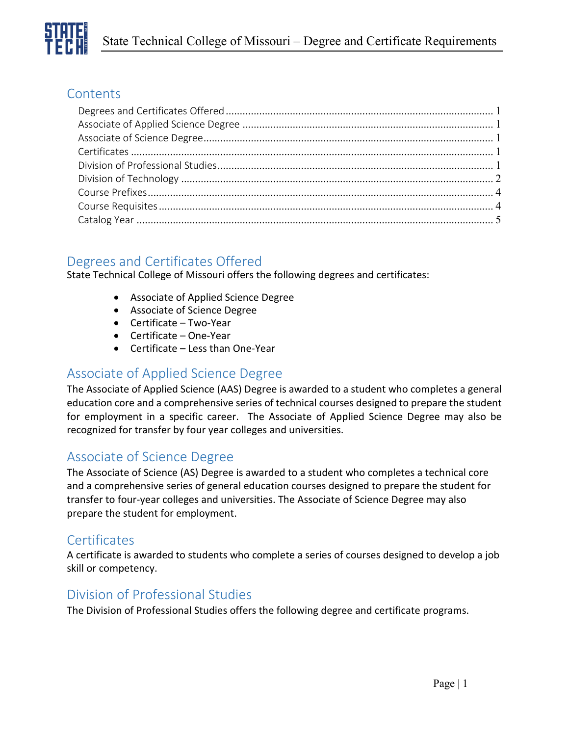## Contents

Degrees and Certificates Offered ........ 1
Associate of Applied Science Degree ........ 1
Associate of Science Degree ........ 1
Certificates ........ 1
Division of Professional Studies ........ 1
Division of Technology ........ 2
Course Prefixes ........ 4
Course Requisites ........ 4
Catalog Year ........ 5

## Degrees and Certificates Offered

State Technical College of Missouri offers the following degrees and certificates:

- Associate of Applied Science Degree
- Associate of Science Degree
- Certificate – Two-Year
- Certificate – One-Year
- Certificate – Less than One-Year

## Associate of Applied Science Degree

The Associate of Applied Science (AAS) Degree is awarded to a student who completes a general education core and a comprehensive series of technical courses designed to prepare the student for employment in a specific career. The Associate of Applied Science Degree may also be recognized for transfer by four year colleges and universities.

## Associate of Science Degree

The Associate of Science (AS) Degree is awarded to a student who completes a technical core and a comprehensive series of general education courses designed to prepare the student for transfer to four-year colleges and universities. The Associate of Science Degree may also prepare the student for employment.

## Certificates

A certificate is awarded to students who complete a series of courses designed to develop a job skill or competency.

## Division of Professional Studies

The Division of Professional Studies offers the following degree and certificate programs.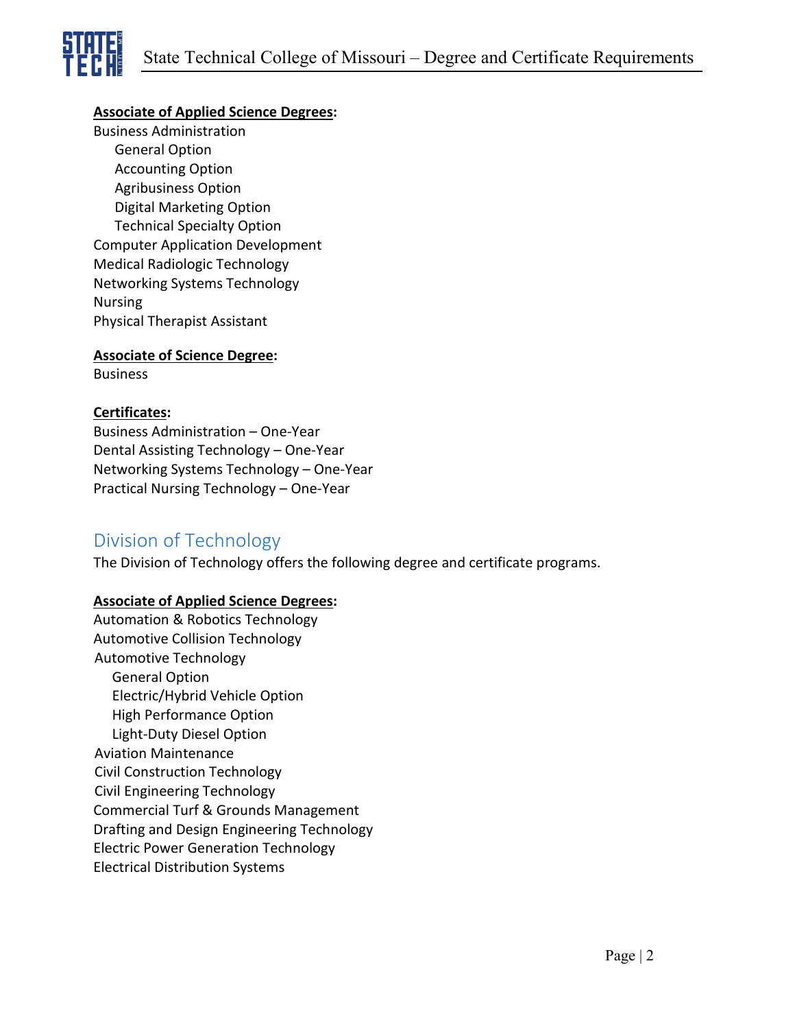**Associate of Applied Science Degrees:**

Business Administration
- General Option
- Accounting Option
- Agribusiness Option
- Digital Marketing Option
- Technical Specialty Option

Computer Application Development
Medical Radiologic Technology
Networking Systems Technology
Nursing
Physical Therapist Assistant

**Associate of Science Degree:**

Business

**Certificates:**

Business Administration – One-Year
Dental Assisting Technology – One-Year
Networking Systems Technology – One-Year
Practical Nursing Technology – One-Year

## Division of Technology

The Division of Technology offers the following degree and certificate programs.

**Associate of Applied Science Degrees:**

Automation & Robotics Technology
Automotive Collision Technology
Automotive Technology
- General Option
- Electric/Hybrid Vehicle Option
- High Performance Option
- Light-Duty Diesel Option

Aviation Maintenance
Civil Construction Technology
Civil Engineering Technology
Commercial Turf & Grounds Management
Drafting and Design Engineering Technology
Electric Power Generation Technology
Electrical Distribution Systems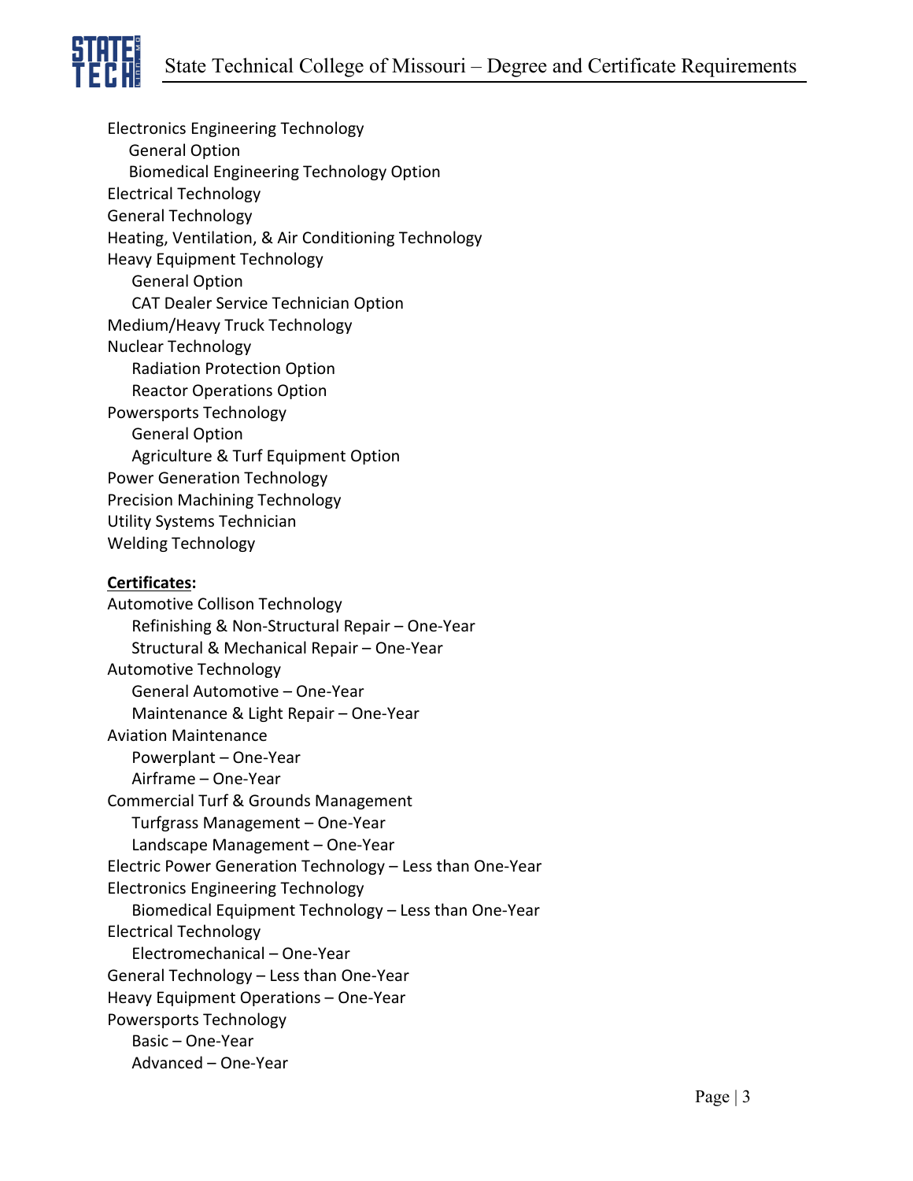Electronics Engineering Technology
- General Option
- Biomedical Engineering Technology Option

Electrical Technology
General Technology
Heating, Ventilation, & Air Conditioning Technology
Heavy Equipment Technology
- General Option
- CAT Dealer Service Technician Option

Medium/Heavy Truck Technology
Nuclear Technology
- Radiation Protection Option
- Reactor Operations Option

Powersports Technology
- General Option
- Agriculture & Turf Equipment Option

Power Generation Technology
Precision Machining Technology
Utility Systems Technician
Welding Technology

**Certificates:**

Automotive Collison Technology
- Refinishing & Non-Structural Repair – One-Year
- Structural & Mechanical Repair – One-Year

Automotive Technology
- General Automotive – One-Year
- Maintenance & Light Repair – One-Year

Aviation Maintenance
- Powerplant – One-Year
- Airframe – One-Year

Commercial Turf & Grounds Management
- Turfgrass Management – One-Year
- Landscape Management – One-Year

Electric Power Generation Technology – Less than One-Year
Electronics Engineering Technology
- Biomedical Equipment Technology – Less than One-Year

Electrical Technology
- Electromechanical – One-Year

General Technology – Less than One-Year
Heavy Equipment Operations – One-Year
Powersports Technology
- Basic – One-Year
- Advanced – One-Year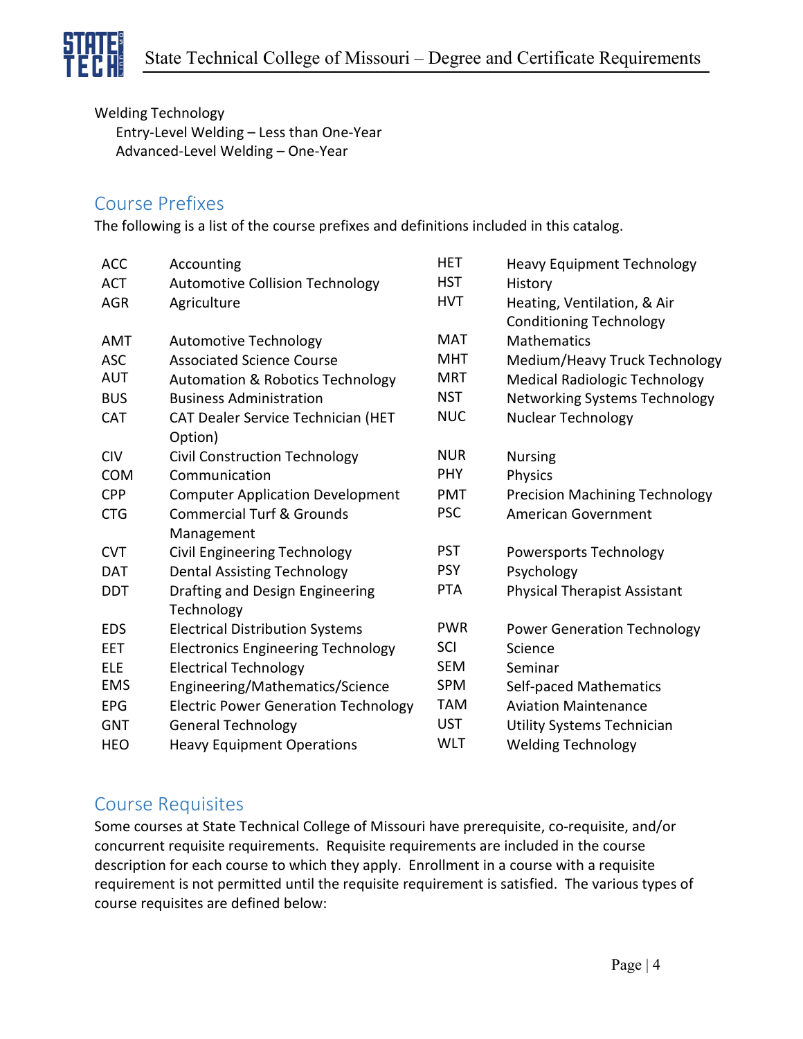Welding Technology
- Entry-Level Welding – Less than One-Year
- Advanced-Level Welding – One-Year

## Course Prefixes

The following is a list of the course prefixes and definitions included in this catalog.

| | | | |
|---|---|---|---|
| ACC | Accounting | HET | Heavy Equipment Technology |
| ACT | Automotive Collision Technology | HST | History |
| AGR | Agriculture | HVT | Heating, Ventilation, & Air Conditioning Technology |
| AMT | Automotive Technology | MAT | Mathematics |
| ASC | Associated Science Course | MHT | Medium/Heavy Truck Technology |
| AUT | Automation & Robotics Technology | MRT | Medical Radiologic Technology |
| BUS | Business Administration | NST | Networking Systems Technology |
| CAT | CAT Dealer Service Technician (HET Option) | NUC | Nuclear Technology |
| CIV | Civil Construction Technology | NUR | Nursing |
| COM | Communication | PHY | Physics |
| CPP | Computer Application Development | PMT | Precision Machining Technology |
| CTG | Commercial Turf & Grounds Management | PSC | American Government |
| CVT | Civil Engineering Technology | PST | Powersports Technology |
| DAT | Dental Assisting Technology | PSY | Psychology |
| DDT | Drafting and Design Engineering Technology | PTA | Physical Therapist Assistant |
| EDS | Electrical Distribution Systems | PWR | Power Generation Technology |
| EET | Electronics Engineering Technology | SCI | Science |
| ELE | Electrical Technology | SEM | Seminar |
| EMS | Engineering/Mathematics/Science | SPM | Self-paced Mathematics |
| EPG | Electric Power Generation Technology | TAM | Aviation Maintenance |
| GNT | General Technology | UST | Utility Systems Technician |
| HEO | Heavy Equipment Operations | WLT | Welding Technology |

## Course Requisites

Some courses at State Technical College of Missouri have prerequisite, co-requisite, and/or concurrent requisite requirements. Requisite requirements are included in the course description for each course to which they apply. Enrollment in a course with a requisite requirement is not permitted until the requisite requirement is satisfied. The various types of course requisites are defined below: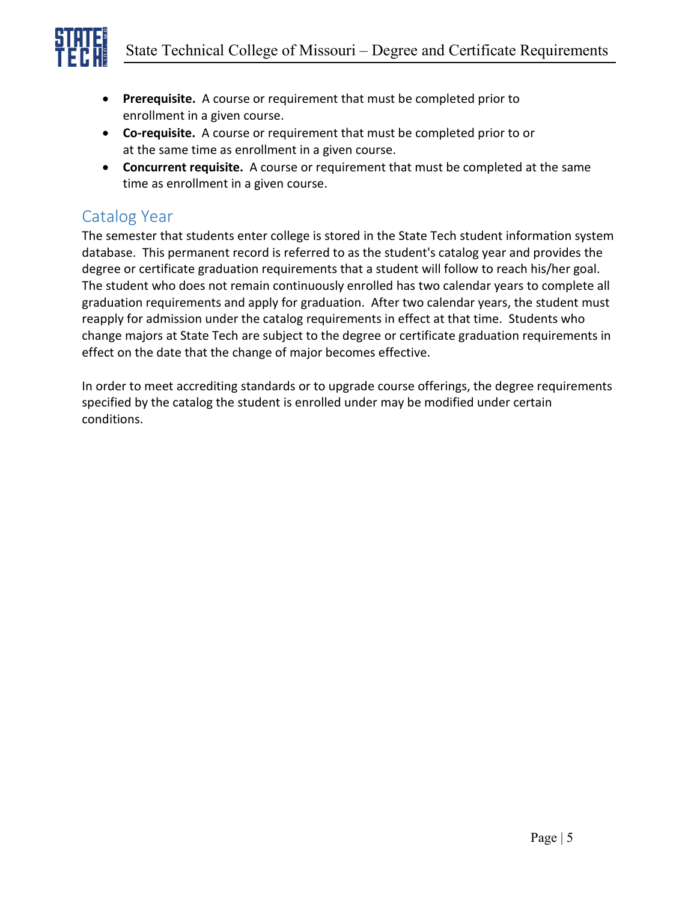- **Prerequisite.** A course or requirement that must be completed prior to enrollment in a given course.
- **Co-requisite.** A course or requirement that must be completed prior to or at the same time as enrollment in a given course.
- **Concurrent requisite.** A course or requirement that must be completed at the same time as enrollment in a given course.

## Catalog Year

The semester that students enter college is stored in the State Tech student information system database. This permanent record is referred to as the student's catalog year and provides the degree or certificate graduation requirements that a student will follow to reach his/her goal. The student who does not remain continuously enrolled has two calendar years to complete all graduation requirements and apply for graduation. After two calendar years, the student must reapply for admission under the catalog requirements in effect at that time. Students who change majors at State Tech are subject to the degree or certificate graduation requirements in effect on the date that the change of major becomes effective.

In order to meet accrediting standards or to upgrade course offerings, the degree requirements specified by the catalog the student is enrolled under may be modified under certain conditions.